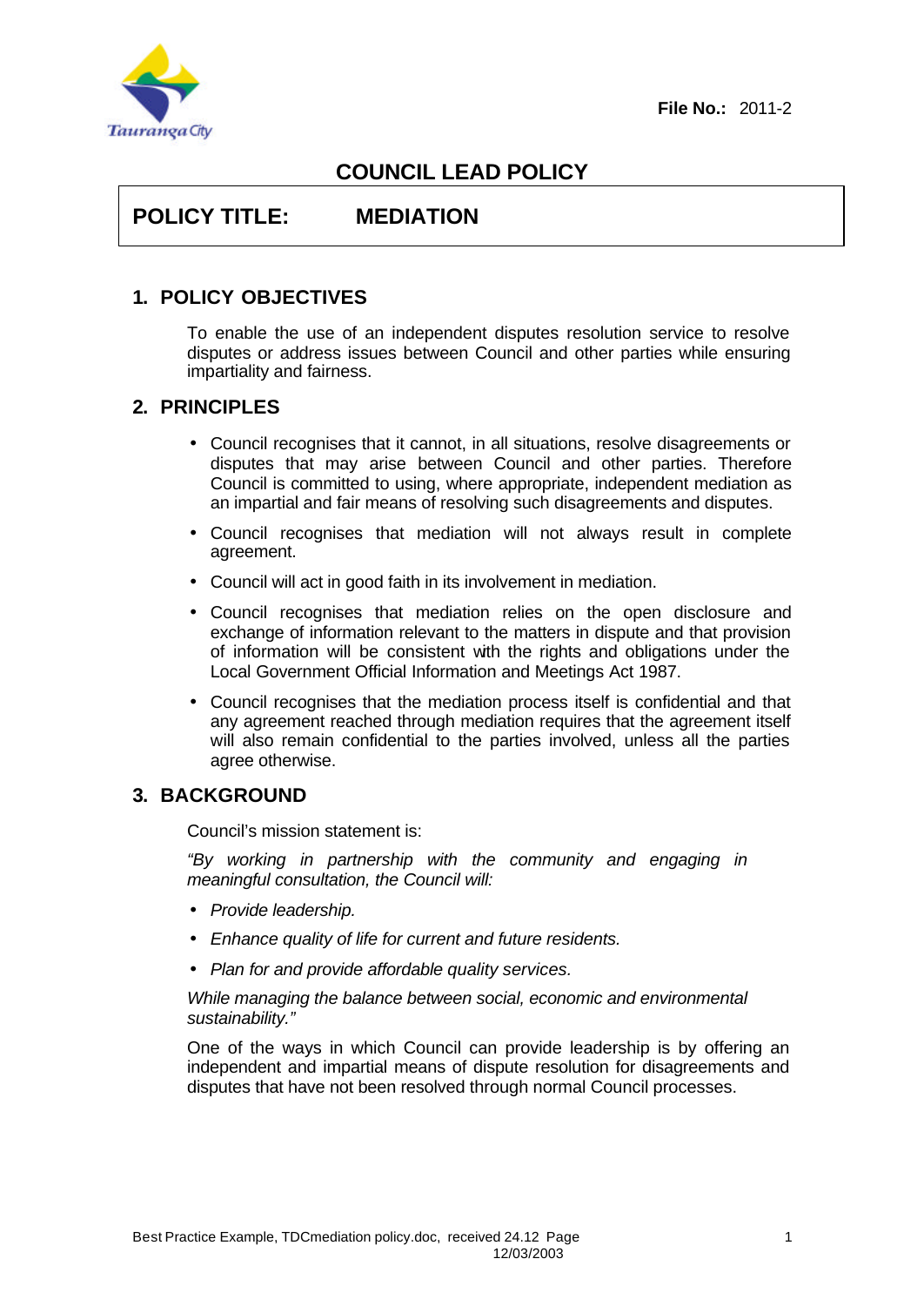**File No.:** 2011-2

# COUNCIL LEAD POLICY

## POLICY TITLE: MEDIATION

## 1. POLICY OBJECTIVES

To enable the use of an independent disputes resolution service to resolve disputes or address issues between Council and other parties while ensuring impartiality and fairness.

## 2. PRINCIPLES

- Council recognises that it cannot, in all situations, resolve disagreements or disputes that may arise between Council and other parties. Therefore Council is committed to using, where appropriate, independent mediation as an impartial and fair means of resolving such disagreements and disputes.
- Council recognises that mediation will not always result in complete agreement.
- Council will act in good faith in its involvement in mediation.
- Council recognises that mediation relies on the open disclosure and exchange of information relevant to the matters in dispute and that provision of information will be consistent with the rights and obligations under the Local Government Official Information and Meetings Act 1987.
- Council recognises that the mediation process itself is confidential and that any agreement reached through mediation requires that the agreement itself will also remain confidential to the parties involved, unless all the parties agree otherwise.

## 3. BACKGROUND

Council's mission statement is:

*"By working in partnership with the community and engaging in meaningful consultation, the Council will:*

- *Provide leadership.*
- *Enhance quality of life for current and future residents.*
- *Plan for and provide affordable quality services.*

*While managing the balance between social, economic and environmental sustainability."*

One of the ways in which Council can provide leadership is by offering an independent and impartial means of dispute resolution for disagreements and disputes that have not been resolved through normal Council processes.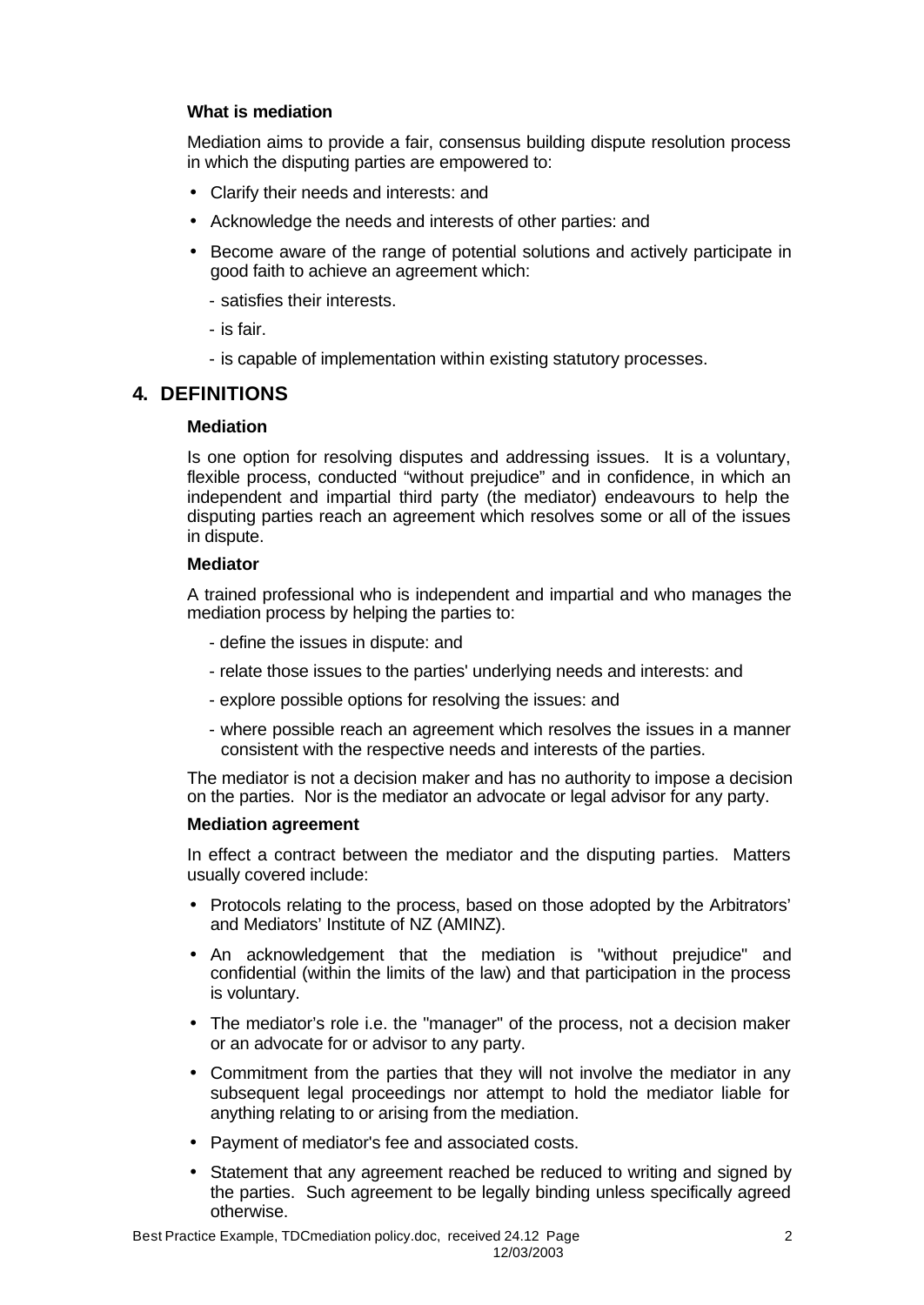### What is mediation

Mediation aims to provide a fair, consensus building dispute resolution process in which the disputing parties are empowered to:

- Clarify their needs and interests: and
- Acknowledge the needs and interests of other parties: and
- Become aware of the range of potential solutions and actively participate in good faith to achieve an agreement which:
  - satisfies their interests.
  - is fair.
  - is capable of implementation within existing statutory processes.

## 4. DEFINITIONS

### Mediation

Is one option for resolving disputes and addressing issues. It is a voluntary, flexible process, conducted "without prejudice" and in confidence, in which an independent and impartial third party (the mediator) endeavours to help the disputing parties reach an agreement which resolves some or all of the issues in dispute.

### Mediator

A trained professional who is independent and impartial and who manages the mediation process by helping the parties to:

- define the issues in dispute: and
- relate those issues to the parties' underlying needs and interests: and
- explore possible options for resolving the issues: and
- where possible reach an agreement which resolves the issues in a manner consistent with the respective needs and interests of the parties.

The mediator is not a decision maker and has no authority to impose a decision on the parties. Nor is the mediator an advocate or legal advisor for any party.

### Mediation agreement

In effect a contract between the mediator and the disputing parties. Matters usually covered include:

- Protocols relating to the process, based on those adopted by the Arbitrators' and Mediators' Institute of NZ (AMINZ).
- An acknowledgement that the mediation is "without prejudice" and confidential (within the limits of the law) and that participation in the process is voluntary.
- The mediator's role i.e. the "manager" of the process, not a decision maker or an advocate for or advisor to any party.
- Commitment from the parties that they will not involve the mediator in any subsequent legal proceedings nor attempt to hold the mediator liable for anything relating to or arising from the mediation.
- Payment of mediator's fee and associated costs.
- Statement that any agreement reached be reduced to writing and signed by the parties. Such agreement to be legally binding unless specifically agreed otherwise.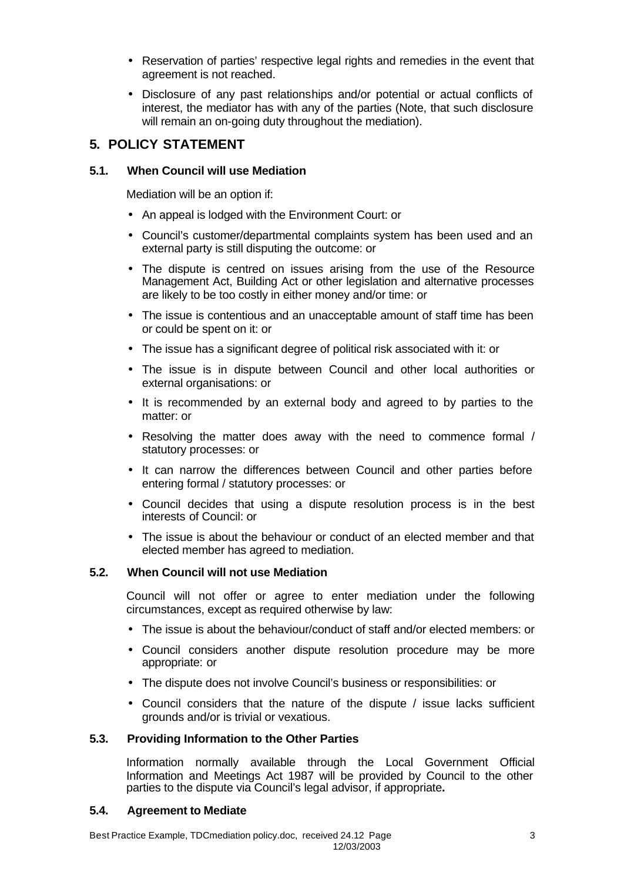- Reservation of parties' respective legal rights and remedies in the event that agreement is not reached.
- Disclosure of any past relationships and/or potential or actual conflicts of interest, the mediator has with any of the parties (Note, that such disclosure will remain an on-going duty throughout the mediation).

## 5. POLICY STATEMENT

### 5.1. When Council will use Mediation

Mediation will be an option if:

- An appeal is lodged with the Environment Court: or
- Council's customer/departmental complaints system has been used and an external party is still disputing the outcome: or
- The dispute is centred on issues arising from the use of the Resource Management Act, Building Act or other legislation and alternative processes are likely to be too costly in either money and/or time: or
- The issue is contentious and an unacceptable amount of staff time has been or could be spent on it: or
- The issue has a significant degree of political risk associated with it: or
- The issue is in dispute between Council and other local authorities or external organisations: or
- It is recommended by an external body and agreed to by parties to the matter: or
- Resolving the matter does away with the need to commence formal / statutory processes: or
- It can narrow the differences between Council and other parties before entering formal / statutory processes: or
- Council decides that using a dispute resolution process is in the best interests of Council: or
- The issue is about the behaviour or conduct of an elected member and that elected member has agreed to mediation.

### 5.2. When Council will not use Mediation

Council will not offer or agree to enter mediation under the following circumstances, except as required otherwise by law:

- The issue is about the behaviour/conduct of staff and/or elected members: or
- Council considers another dispute resolution procedure may be more appropriate: or
- The dispute does not involve Council's business or responsibilities: or
- Council considers that the nature of the dispute / issue lacks sufficient grounds and/or is trivial or vexatious.

### 5.3. Providing Information to the Other Parties

Information normally available through the Local Government Official Information and Meetings Act 1987 will be provided by Council to the other parties to the dispute via Council's legal advisor, if appropriate**.**

### 5.4. Agreement to Mediate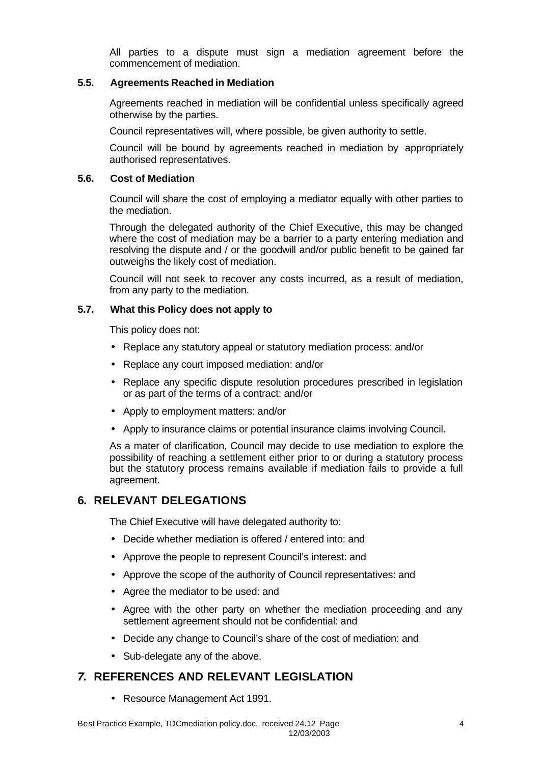All parties to a dispute must sign a mediation agreement before the commencement of mediation.

### 5.5. Agreements Reached in Mediation

Agreements reached in mediation will be confidential unless specifically agreed otherwise by the parties.

Council representatives will, where possible, be given authority to settle.

Council will be bound by agreements reached in mediation by appropriately authorised representatives.

### 5.6. Cost of Mediation

Council will share the cost of employing a mediator equally with other parties to the mediation.

Through the delegated authority of the Chief Executive, this may be changed where the cost of mediation may be a barrier to a party entering mediation and resolving the dispute and / or the goodwill and/or public benefit to be gained far outweighs the likely cost of mediation.

Council will not seek to recover any costs incurred, as a result of mediation, from any party to the mediation.

### 5.7. What this Policy does not apply to

This policy does not:

- Replace any statutory appeal or statutory mediation process: and/or
- Replace any court imposed mediation: and/or
- Replace any specific dispute resolution procedures prescribed in legislation or as part of the terms of a contract: and/or
- Apply to employment matters: and/or
- Apply to insurance claims or potential insurance claims involving Council.

As a mater of clarification, Council may decide to use mediation to explore the possibility of reaching a settlement either prior to or during a statutory process but the statutory process remains available if mediation fails to provide a full agreement.

## 6. RELEVANT DELEGATIONS

The Chief Executive will have delegated authority to:

- Decide whether mediation is offered / entered into: and
- Approve the people to represent Council's interest: and
- Approve the scope of the authority of Council representatives: and
- Agree the mediator to be used: and
- Agree with the other party on whether the mediation proceeding and any settlement agreement should not be confidential: and
- Decide any change to Council's share of the cost of mediation: and
- Sub-delegate any of the above.

## *7.* REFERENCES AND RELEVANT LEGISLATION

- Resource Management Act 1991.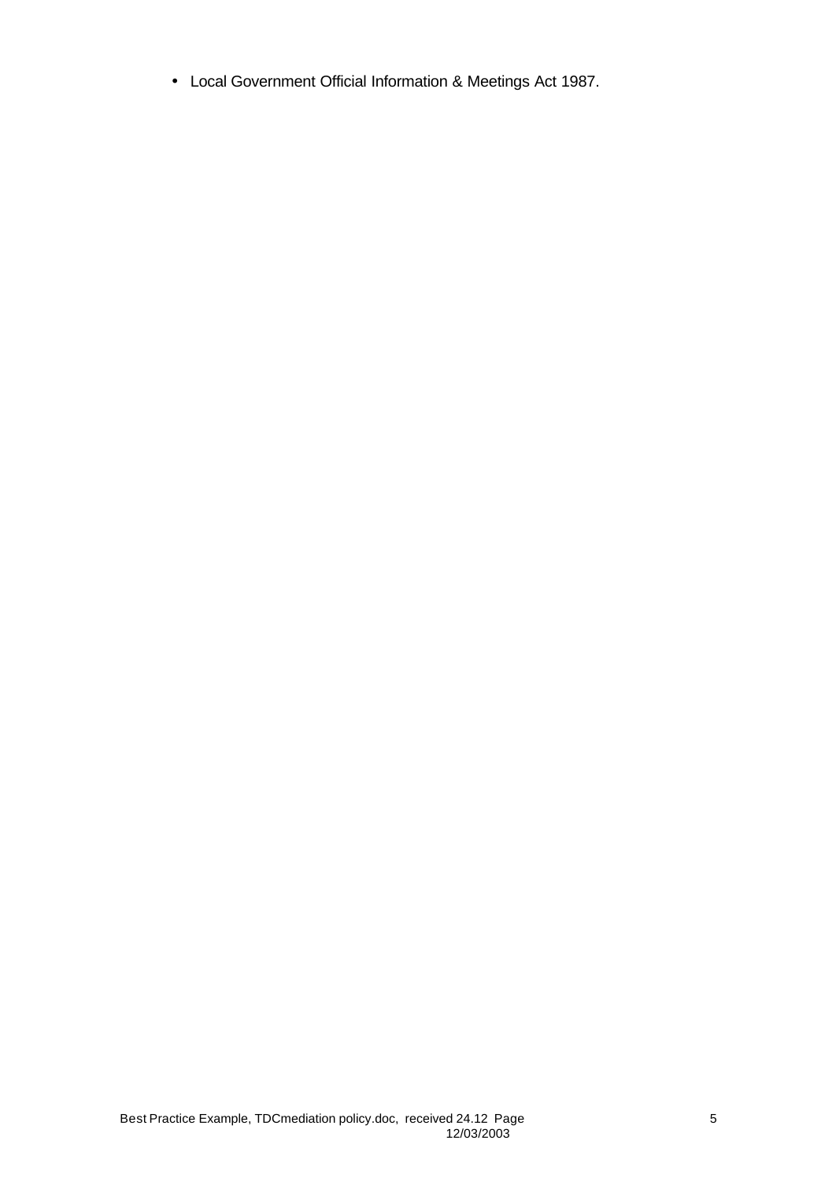- Local Government Official Information & Meetings Act 1987.